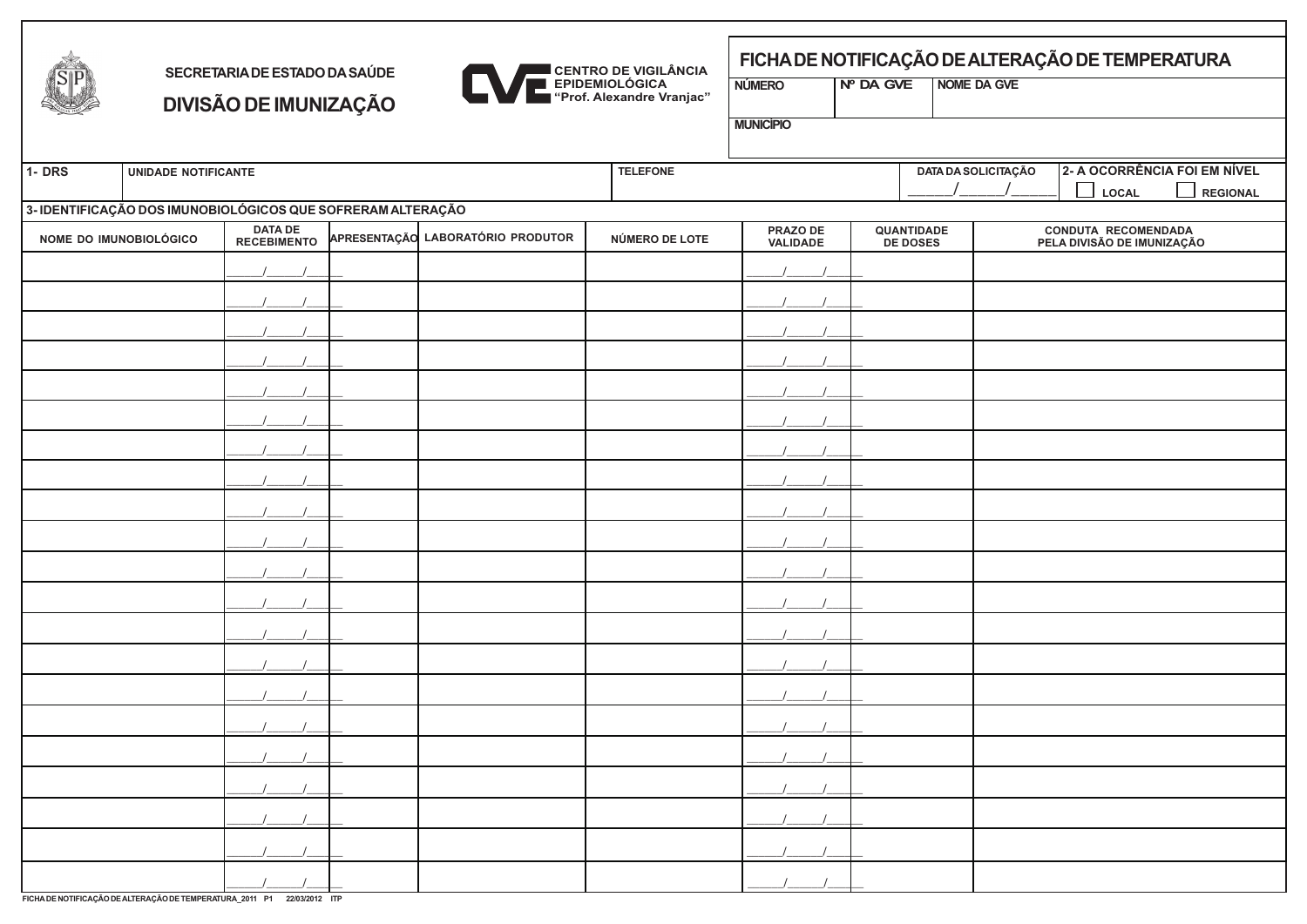SECRETARIA DE ESTADO DA SAÚDE

**DIVISÃO DE IMUNIZAÇÃO**

CVE CENTRO DE VIGILÂNCIA EPIDEMIOLÓGICA "Prof. Alexandre Vranjac"

# FICHA DE NOTIFICAÇÃO DE ALTERAÇÃO DE TEMPERATURA

| NÚMERO | Nº DA GVE | NOME DA GVE |
|---|---|---|
| | | |

| MUNICÍPIO |
|---|
| |

| 1- DRS | UNIDADE NOTIFICANTE | TELEFONE | DATA DA SOLICITAÇÃO | 2- A OCORRÊNCIA FOI EM NÍVEL |
|---|---|---|---|---|
| | | | ____/____/____ | ☐ LOCAL ☐ REGIONAL |

**3- IDENTIFICAÇÃO DOS IMUNOBIOLÓGICOS QUE SOFRERAM ALTERAÇÃO**

| NOME DO IMUNOBIOLÓGICO | DATA DE RECEBIMENTO | APRESENTAÇÃO | LABORATÓRIO PRODUTOR | NÚMERO DE LOTE | PRAZO DE VALIDADE | QUANTIDADE DE DOSES | CONDUTA RECOMENDADA PELA DIVISÃO DE IMUNIZAÇÃO |
|---|---|---|---|---|---|---|---|
| | ____/____/____ | | | | ____/____/____ | | |
| | ____/____/____ | | | | ____/____/____ | | |
| | ____/____/____ | | | | ____/____/____ | | |
| | ____/____/____ | | | | ____/____/____ | | |
| | ____/____/____ | | | | ____/____/____ | | |
| | ____/____/____ | | | | ____/____/____ | | |
| | ____/____/____ | | | | ____/____/____ | | |
| | ____/____/____ | | | | ____/____/____ | | |
| | ____/____/____ | | | | ____/____/____ | | |
| | ____/____/____ | | | | ____/____/____ | | |
| | ____/____/____ | | | | ____/____/____ | | |
| | ____/____/____ | | | | ____/____/____ | | |
| | ____/____/____ | | | | ____/____/____ | | |
| | ____/____/____ | | | | ____/____/____ | | |
| | ____/____/____ | | | | ____/____/____ | | |
| | ____/____/____ | | | | ____/____/____ | | |
| | ____/____/____ | | | | ____/____/____ | | |
| | ____/____/____ | | | | ____/____/____ | | |
| | ____/____/____ | | | | ____/____/____ | | |
| | ____/____/____ | | | | ____/____/____ | | |
| | ____/____/____ | | | | ____/____/____ | | |

FICHA DE NOTIFICAÇÃO DE ALTERAÇÃO DE TEMPERATURA_2011 P1 22/03/2012 ITP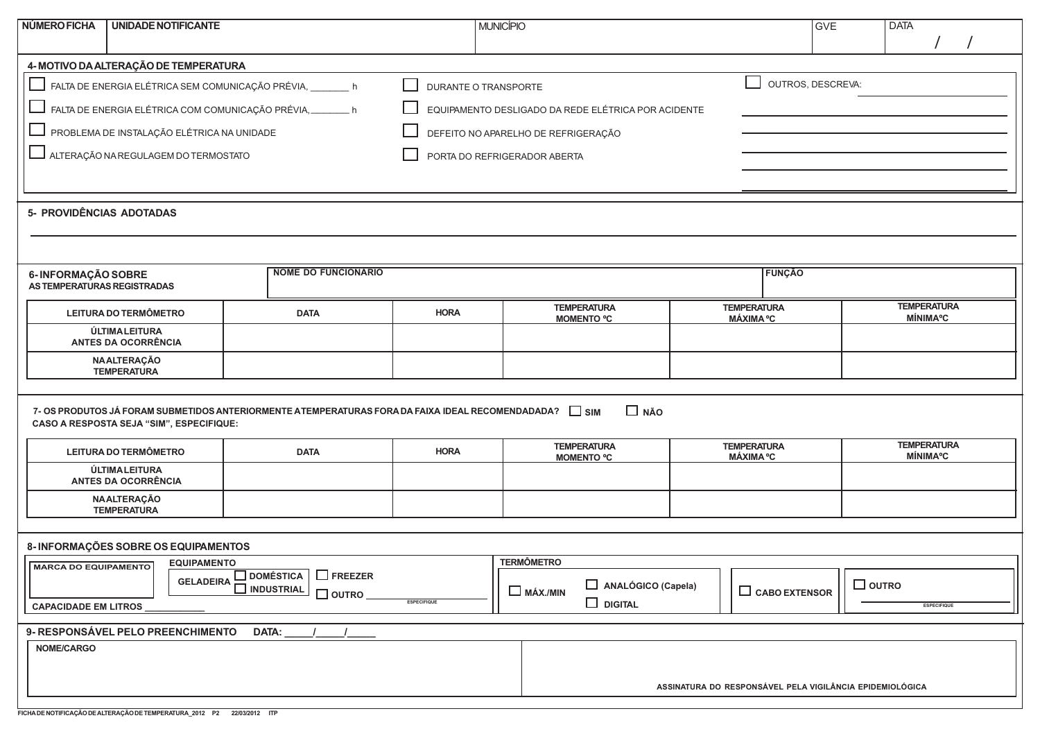| NÚMERO FICHA | UNIDADE NOTIFICANTE | MUNICÍPIO | GVE | DATA |
|---|---|---|---|---|
| | | | | / / |

## 4- MOTIVO DA ALTERAÇÃO DE TEMPERATURA

- ☐ FALTA DE ENERGIA ELÉTRICA SEM COMUNICAÇÃO PRÉVIA, ________ h
- ☐ FALTA DE ENERGIA ELÉTRICA COM COMUNICAÇÃO PRÉVIA, ________ h
- ☐ PROBLEMA DE INSTALAÇÃO ELÉTRICA NA UNIDADE
- ☐ ALTERAÇÃO NA REGULAGEM DO TERMOSTATO
- ☐ DURANTE O TRANSPORTE
- ☐ EQUIPAMENTO DESLIGADO DA REDE ELÉTRICA POR ACIDENTE
- ☐ DEFEITO NO APARELHO DE REFRIGERAÇÃO
- ☐ PORTA DO REFRIGERADOR ABERTA
- ☐ OUTROS, DESCREVA: ____________________

## 5- PROVIDÊNCIAS ADOTADAS

____________________________________________

## 6- INFORMAÇÃO SOBRE AS TEMPERATURAS REGISTRADAS

NOME DO FUNCIONÁRIO: ____________________ FUNÇÃO: ____________________

| LEITURA DO TERMÔMETRO | DATA | HORA | TEMPERATURA MOMENTO ºC | TEMPERATURA MÁXIMA ºC | TEMPERATURA MÍNIMAºC |
|---|---|---|---|---|---|
| ÚLTIMA LEITURA ANTES DA OCORRÊNCIA | | | | | |
| NA ALTERAÇÃO TEMPERATURA | | | | | |

## 7- OS PRODUTOS JÁ FORAM SUBMETIDOS ANTERIORMENTE A TEMPERATURAS FORA DA FAIXA IDEAL RECOMENDADADA? ☐ SIM ☐ NÃO

CASO A RESPOSTA SEJA "SIM", ESPECIFIQUE:

| LEITURA DO TERMÔMETRO | DATA | HORA | TEMPERATURA MOMENTO ºC | TEMPERATURA MÁXIMA ºC | TEMPERATURA MÍNIMAºC |
|---|---|---|---|---|---|
| ÚLTIMA LEITURA ANTES DA OCORRÊNCIA | | | | | |
| NA ALTERAÇÃO TEMPERATURA | | | | | |

## 8- INFORMAÇÕES SOBRE OS EQUIPAMENTOS

MARCA DO EQUIPAMENTO: ____________________

CAPACIDADE EM LITROS ___________

EQUIPAMENTO
- GELADEIRA ☐ DOMÉSTICA ☐ INDUSTRIAL
- ☐ FREEZER
- ☐ OUTRO ____________________ (ESPECIFIQUE)

TERMÔMETRO
- ☐ MÁX./MIN
- ☐ ANALÓGICO (Capela)
- ☐ DIGITAL
- ☐ CABO EXTENSOR
- ☐ OUTRO ____________________ (ESPECIFIQUE)

## 9- RESPONSÁVEL PELO PREENCHIMENTO DATA: _____/_____/_____

| NOME/CARGO | |
|---|---|
| | ASSINATURA DO RESPONSÁVEL PELA VIGILÂNCIA EPIDEMIOLÓGICA |

FICHA DE NOTIFICAÇÃO DE ALTERAÇÃO DE TEMPERATURA_2012 P2 22/03/2012 ITP